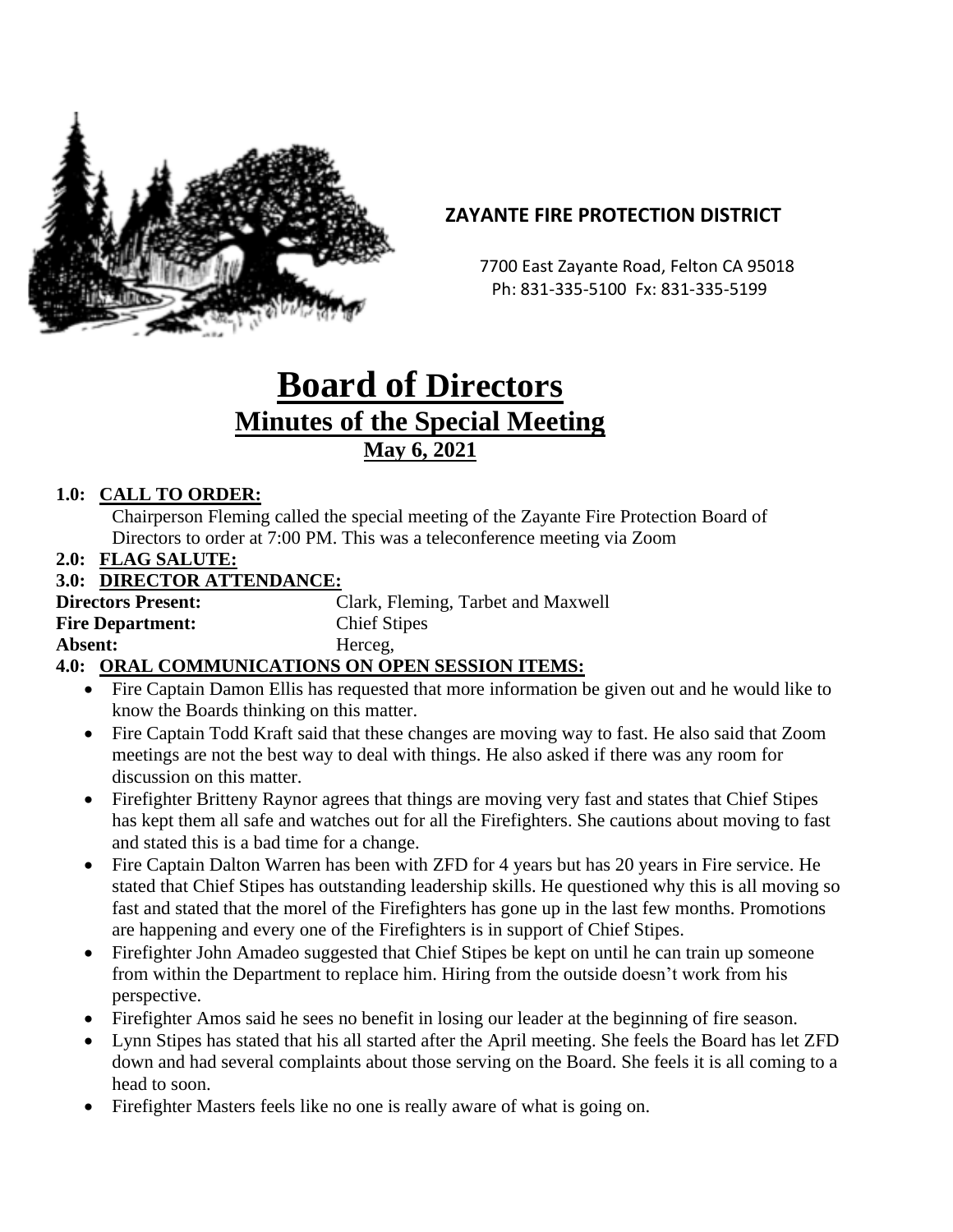**ZAYANTE FIRE PROTECTION DISTRICT**

7700 East Zayante Road, Felton CA 95018
Ph: 831-335-5100 Fx: 831-335-5199

# Board of Directors
## Minutes of the Special Meeting
### May 6, 2021

**1.0: CALL TO ORDER:**

Chairperson Fleming called the special meeting of the Zayante Fire Protection Board of Directors to order at 7:00 PM. This was a teleconference meeting via Zoom

**2.0: FLAG SALUTE:**

**3.0: DIRECTOR ATTENDANCE:**

**Directors Present:** Clark, Fleming, Tarbet and Maxwell
**Fire Department:** Chief Stipes
**Absent:** Herceg,

**4.0: ORAL COMMUNICATIONS ON OPEN SESSION ITEMS:**

- Fire Captain Damon Ellis has requested that more information be given out and he would like to know the Boards thinking on this matter.
- Fire Captain Todd Kraft said that these changes are moving way to fast. He also said that Zoom meetings are not the best way to deal with things. He also asked if there was any room for discussion on this matter.
- Firefighter Britteny Raynor agrees that things are moving very fast and states that Chief Stipes has kept them all safe and watches out for all the Firefighters. She cautions about moving to fast and stated this is a bad time for a change.
- Fire Captain Dalton Warren has been with ZFD for 4 years but has 20 years in Fire service. He stated that Chief Stipes has outstanding leadership skills. He questioned why this is all moving so fast and stated that the morel of the Firefighters has gone up in the last few months. Promotions are happening and every one of the Firefighters is in support of Chief Stipes.
- Firefighter John Amadeo suggested that Chief Stipes be kept on until he can train up someone from within the Department to replace him. Hiring from the outside doesn't work from his perspective.
- Firefighter Amos said he sees no benefit in losing our leader at the beginning of fire season.
- Lynn Stipes has stated that his all started after the April meeting. She feels the Board has let ZFD down and had several complaints about those serving on the Board. She feels it is all coming to a head to soon.
- Firefighter Masters feels like no one is really aware of what is going on.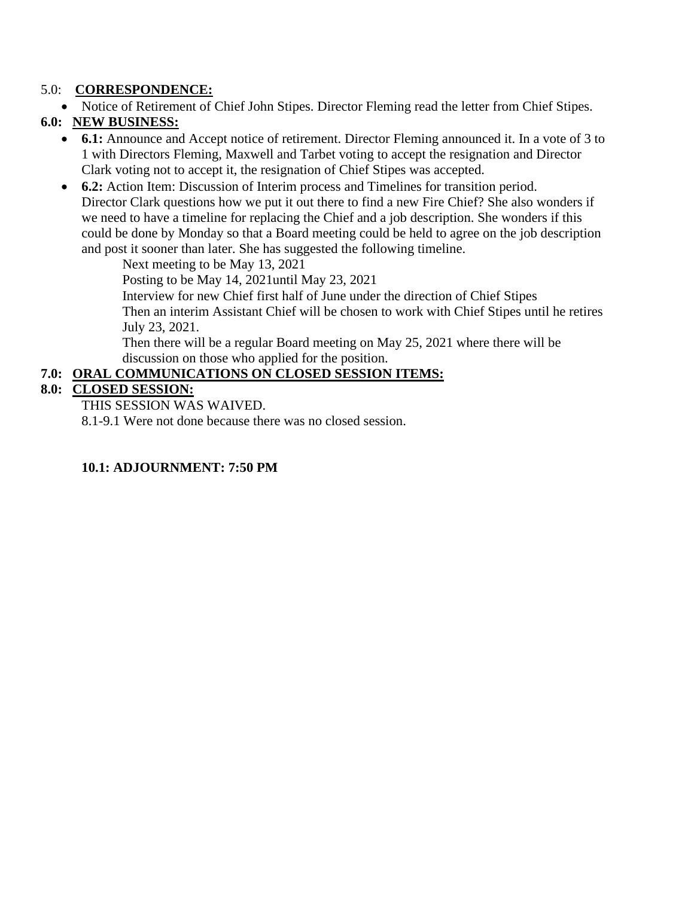5.0: **CORRESPONDENCE:**

- Notice of Retirement of Chief John Stipes. Director Fleming read the letter from Chief Stipes.

**6.0: NEW BUSINESS:**

- **6.1:** Announce and Accept notice of retirement. Director Fleming announced it. In a vote of 3 to 1 with Directors Fleming, Maxwell and Tarbet voting to accept the resignation and Director Clark voting not to accept it, the resignation of Chief Stipes was accepted.
- **6.2:** Action Item: Discussion of Interim process and Timelines for transition period. Director Clark questions how we put it out there to find a new Fire Chief? She also wonders if we need to have a timeline for replacing the Chief and a job description. She wonders if this could be done by Monday so that a Board meeting could be held to agree on the job description and post it sooner than later. She has suggested the following timeline.

  Next meeting to be May 13, 2021

  Posting to be May 14, 2021until May 23, 2021

  Interview for new Chief first half of June under the direction of Chief Stipes

  Then an interim Assistant Chief will be chosen to work with Chief Stipes until he retires July 23, 2021.

  Then there will be a regular Board meeting on May 25, 2021 where there will be discussion on those who applied for the position.

**7.0: ORAL COMMUNICATIONS ON CLOSED SESSION ITEMS:**

**8.0: CLOSED SESSION:**

THIS SESSION WAS WAIVED.

8.1-9.1 Were not done because there was no closed session.

**10.1: ADJOURNMENT: 7:50 PM**